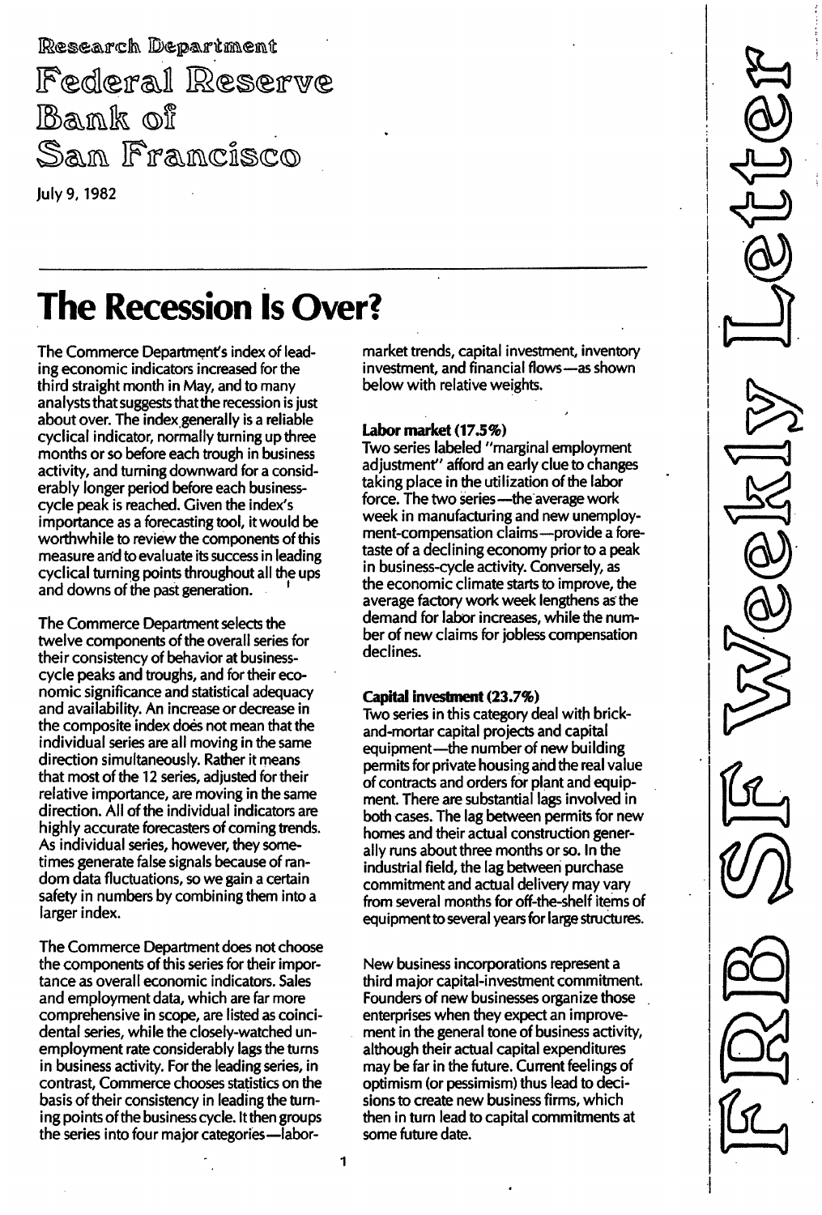Research Department
Federal Reserve Bank of San Francisco

July 9, 1982

FRB SF Weekly Letter

# The Recession Is Over?

The Commerce Department's index of leading economic indicators increased for the third straight month in May, and to many analysts that suggests that the recession is just about over. The index generally is a reliable cyclical indicator, normally turning up three months or so before each trough in business activity, and turning downward for a considerably longer period before each business-cycle peak is reached. Given the index's importance as a forecasting tool, it would be worthwhile to review the components of this measure and to evaluate its success in leading cyclical turning points throughout all the ups and downs of the past generation.

The Commerce Department selects the twelve components of the overall series for their consistency of behavior at business-cycle peaks and troughs, and for their economic significance and statistical adequacy and availability. An increase or decrease in the composite index does not mean that the individual series are all moving in the same direction simultaneously. Rather it means that most of the 12 series, adjusted for their relative importance, are moving in the same direction. All of the individual indicators are highly accurate forecasters of coming trends. As individual series, however, they sometimes generate false signals because of random data fluctuations, so we gain a certain safety in numbers by combining them into a larger index.

The Commerce Department does not choose the components of this series for their importance as overall economic indicators. Sales and employment data, which are far more comprehensive in scope, are listed as coincidental series, while the closely-watched unemployment rate considerably lags the turns in business activity. For the leading series, in contrast, Commerce chooses statistics on the basis of their consistency in leading the turning points of the business cycle. It then groups the series into four major categories—labor-market trends, capital investment, inventory investment, and financial flows—as shown below with relative weights.

### Labor market (17.5%)

Two series labeled "marginal employment adjustment" afford an early clue to changes taking place in the utilization of the labor force. The two series—the average work week in manufacturing and new unemployment-compensation claims—provide a foretaste of a declining economy prior to a peak in business-cycle activity. Conversely, as the economic climate starts to improve, the average factory work week lengthens as the demand for labor increases, while the number of new claims for jobless compensation declines.

### Capital investment (23.7%)

Two series in this category deal with brick-and-mortar capital projects and capital equipment—the number of new building permits for private housing and the real value of contracts and orders for plant and equipment. There are substantial lags involved in both cases. The lag between permits for new homes and their actual construction generally runs about three months or so. In the industrial field, the lag between purchase commitment and actual delivery may vary from several months for off-the-shelf items of equipment to several years for large structures.

New business incorporations represent a third major capital-investment commitment. Founders of new businesses organize those enterprises when they expect an improvement in the general tone of business activity, although their actual capital expenditures may be far in the future. Current feelings of optimism (or pessimism) thus lead to decisions to create new business firms, which then in turn lead to capital commitments at some future date.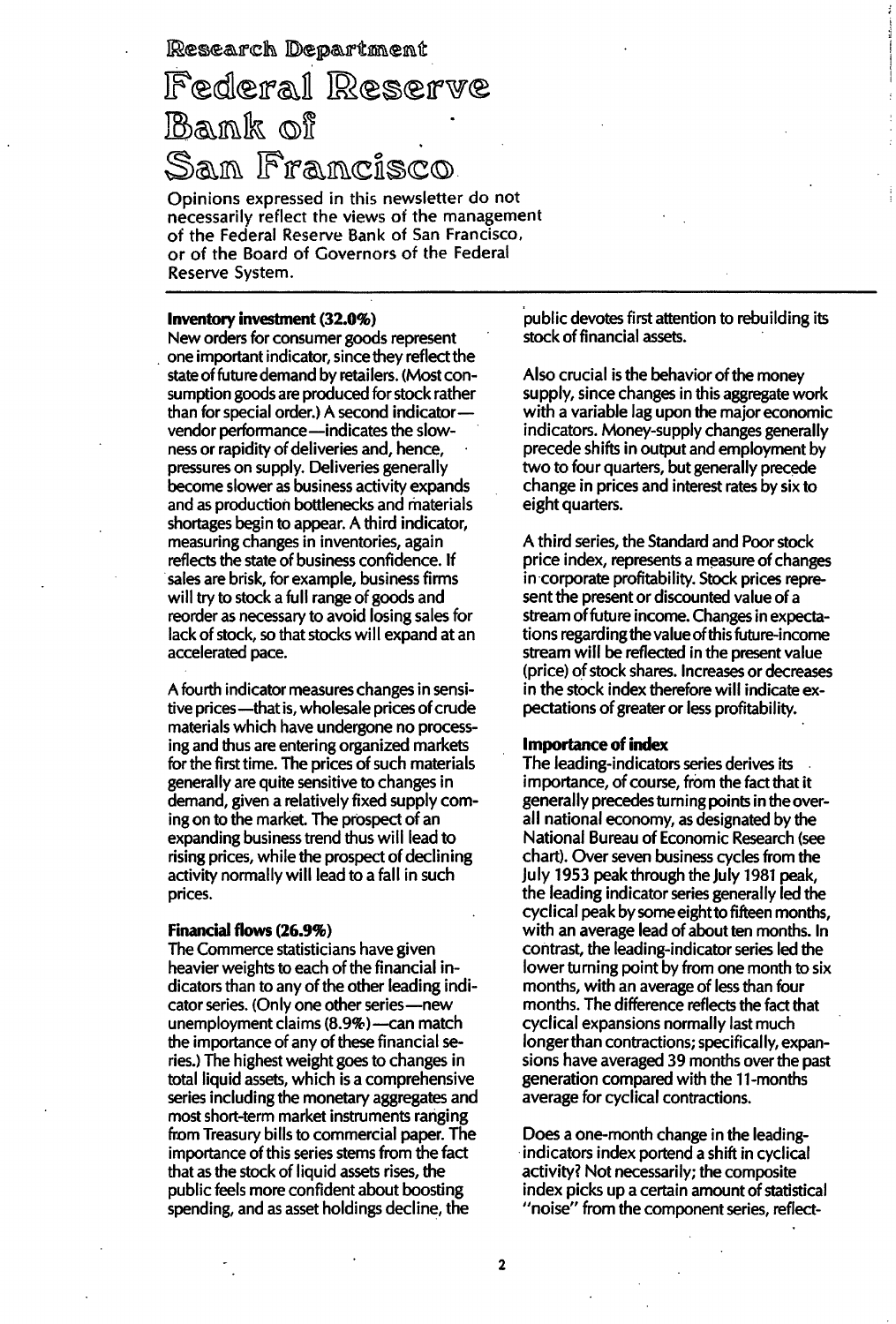# Research Department

# Federal Reserve Bank of San Francisco

Opinions expressed in this newsletter do not necessarily reflect the views of the management of the Federal Reserve Bank of San Francisco, or of the Board of Governors of the Federal Reserve System.

**Inventory investment (32.0%)**

New orders for consumer goods represent one important indicator, since they reflect the state of future demand by retailers. (Most consumption goods are produced for stock rather than for special order.) A second indicator—vendor performance—indicates the slowness or rapidity of deliveries and, hence, pressures on supply. Deliveries generally become slower as business activity expands and as production bottlenecks and materials shortages begin to appear. A third indicator, measuring changes in inventories, again reflects the state of business confidence. If sales are brisk, for example, business firms will try to stock a full range of goods and reorder as necessary to avoid losing sales for lack of stock, so that stocks will expand at an accelerated pace.

A fourth indicator measures changes in sensitive prices—that is, wholesale prices of crude materials which have undergone no processing and thus are entering organized markets for the first time. The prices of such materials generally are quite sensitive to changes in demand, given a relatively fixed supply coming on to the market. The prospect of an expanding business trend thus will lead to rising prices, while the prospect of declining activity normally will lead to a fall in such prices.

**Financial flows (26.9%)**

The Commerce statisticians have given heavier weights to each of the financial indicators than to any of the other leading indicator series. (Only one other series—new unemployment claims (8.9%)—can match the importance of any of these financial series.) The highest weight goes to changes in total liquid assets, which is a comprehensive series including the monetary aggregates and most short-term market instruments ranging from Treasury bills to commercial paper. The importance of this series stems from the fact that as the stock of liquid assets rises, the public feels more confident about boosting spending, and as asset holdings decline, the public devotes first attention to rebuilding its stock of financial assets.

Also crucial is the behavior of the money supply, since changes in this aggregate work with a variable lag upon the major economic indicators. Money-supply changes generally precede shifts in output and employment by two to four quarters, but generally precede change in prices and interest rates by six to eight quarters.

A third series, the Standard and Poor stock price index, represents a measure of changes in corporate profitability. Stock prices represent the present or discounted value of a stream of future income. Changes in expectations regarding the value of this future-income stream will be reflected in the present value (price) of stock shares. Increases or decreases in the stock index therefore will indicate expectations of greater or less profitability.

**Importance of index**

The leading-indicators series derives its importance, of course, from the fact that it generally precedes turning points in the overall national economy, as designated by the National Bureau of Economic Research (see chart). Over seven business cycles from the July 1953 peak through the July 1981 peak, the leading indicator series generally led the cyclical peak by some eight to fifteen months, with an average lead of about ten months. In contrast, the leading-indicator series led the lower turning point by from one month to six months, with an average of less than four months. The difference reflects the fact that cyclical expansions normally last much longer than contractions; specifically, expansions have averaged 39 months over the past generation compared with the 11-months average for cyclical contractions.

Does a one-month change in the leading-indicators index portend a shift in cyclical activity? Not necessarily; the composite index picks up a certain amount of statistical "noise" from the component series, reflect-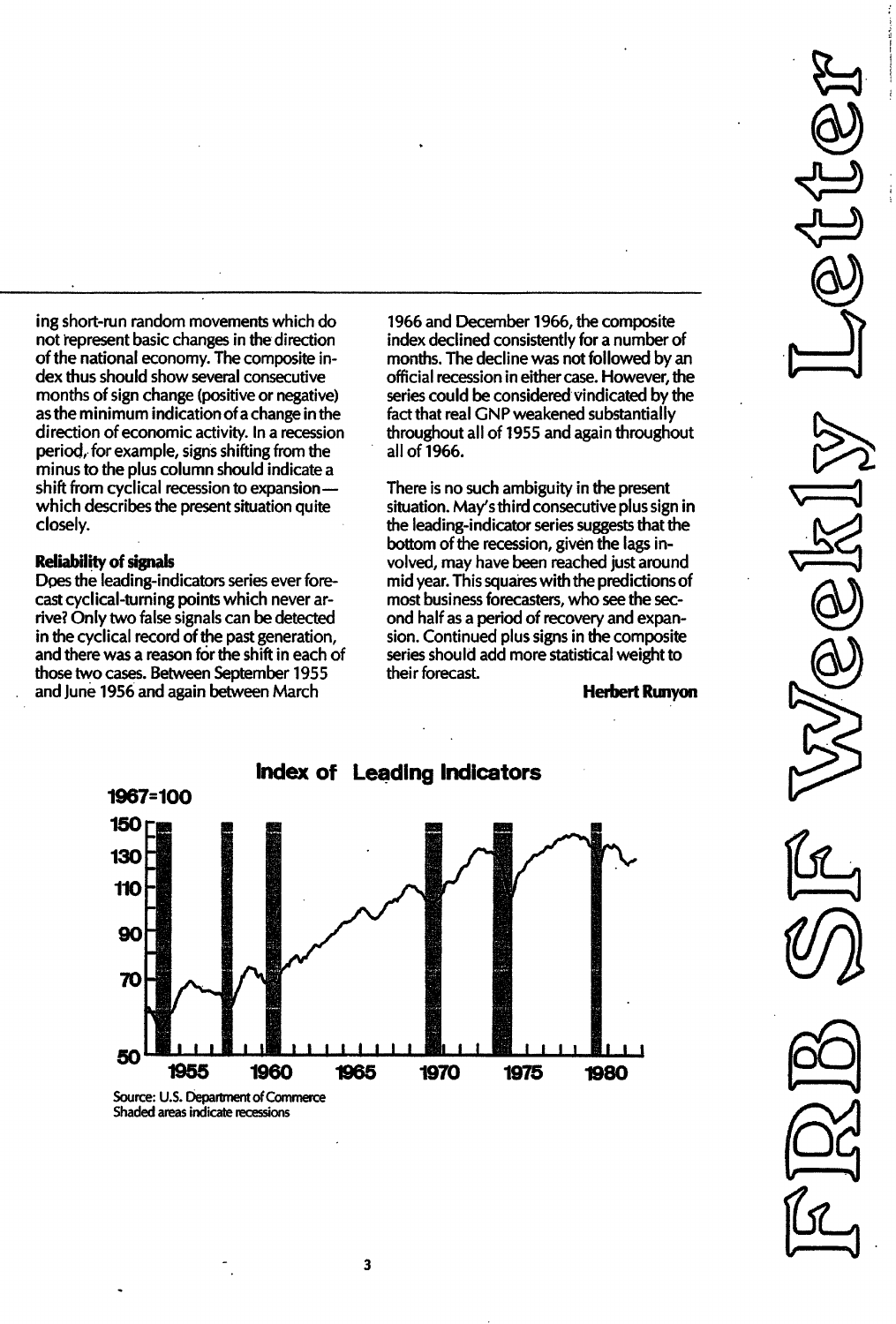ing short-run random movements which do not represent basic changes in the direction of the national economy. The composite index thus should show several consecutive months of sign change (positive or negative) as the minimum indication of a change in the direction of economic activity. In a recession period, for example, signs shifting from the minus to the plus column should indicate a shift from cyclical recession to expansion—which describes the present situation quite closely.

**Reliability of signals**

Does the leading-indicators series ever forecast cyclical-turning points which never arrive? Only two false signals can be detected in the cyclical record of the past generation, and there was a reason for the shift in each of those two cases. Between September 1955 and June 1956 and again between March 1966 and December 1966, the composite index declined consistently for a number of months. The decline was not followed by an official recession in either case. However, the series could be considered vindicated by the fact that real GNP weakened substantially throughout all of 1955 and again throughout all of 1966.

There is no such ambiguity in the present situation. May's third consecutive plus sign in the leading-indicator series suggests that the bottom of the recession, given the lags involved, may have been reached just around mid year. This squares with the predictions of most business forecasters, who see the second half as a period of recovery and expansion. Continued plus signs in the composite series should add more statistical weight to their forecast.

**Herbert Runyon**

**Index of Leading Indicators**

1967=100

Source: U.S. Department of Commerce
Shaded areas indicate recessions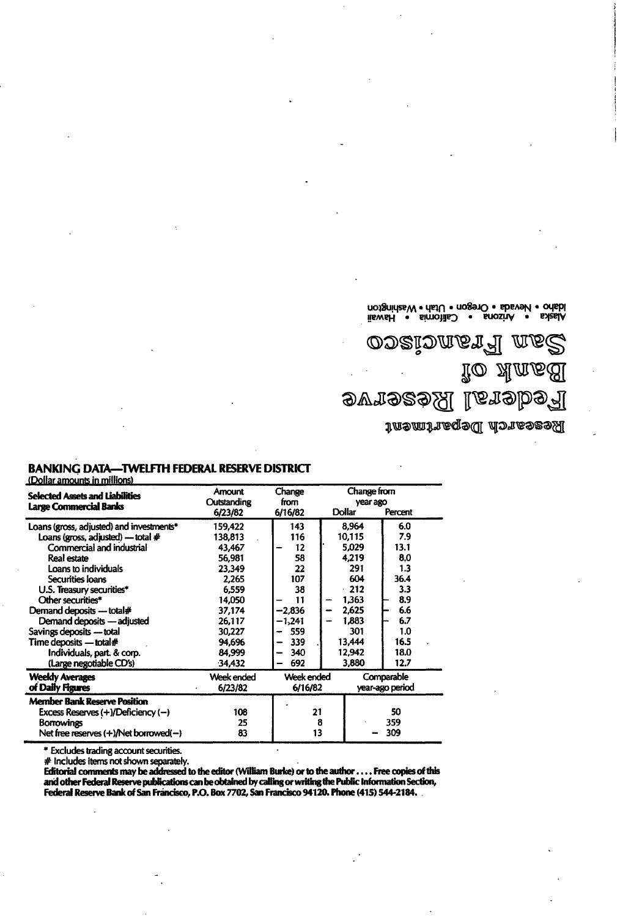Research Department

Federal Reserve

Bank of

San Francisco

Alaska • Arizona • California • Hawaii

Idaho • Nevada • Oregon • Utah • Washington

## BANKING DATA—TWELFTH FEDERAL RESERVE DISTRICT

(Dollar amounts in millions)

| **Selected Assets and Liabilities Large Commercial Banks** | Amount Outstanding 6/23/82 | Change from 6/16/82 | Change from year ago | |
|---|---|---|---|---|
| | | | Dollar | Percent |
| Loans (gross, adjusted) and investments* | 159,422 | 143 | 8,964 | 6.0 |
| Loans (gross, adjusted) — total # | 138,813 | 116 | 10,115 | 7.9 |
| Commercial and industrial | 43,467 | − 12 | 5,029 | 13.1 |
| Real estate | 56,981 | 58 | 4,219 | 8.0 |
| Loans to individuals | 23,349 | 22 | 291 | 1.3 |
| Securities loans | 2,265 | 107 | 604 | 36.4 |
| U.S. Treasury securities* | 6,559 | 38 | 212 | 3.3 |
| Other securities* | 14,050 | − 11 | − 1,363 | − 8.9 |
| Demand deposits — total# | 37,174 | −2,836 | − 2,625 | − 6.6 |
| Demand deposits — adjusted | 26,117 | −1,241 | − 1,883 | − 6.7 |
| Savings deposits — total | 30,227 | − 559 | 301 | 1.0 |
| Time deposits — total# | 94,696 | − 339 | 13,444 | 16.5 |
| Individuals, part. & corp. | 84,999 | − 340 | 12,942 | 18.0 |
| (Large negotiable CD's) | 34,432 | − 692 | 3,880 | 12.7 |
| **Weekly Averages of Daily Figures** | Week ended 6/23/82 | Week ended 6/16/82 | Comparable year-ago period | |
| **Member Bank Reserve Position** | | | | |
| Excess Reserves (+)/Deficiency (−) | 108 | 21 | 50 | |
| Borrowings | 25 | 8 | 359 | |
| Net free reserves (+)/Net borrowed(−) | 83 | 13 | − 309 | |

\* Excludes trading account securities.

\# Includes items not shown separately.

**Editorial comments may be addressed to the editor (William Burke) or to the author .... Free copies of this and other Federal Reserve publications can be obtained by calling or writing the Public Information Section, Federal Reserve Bank of San Francisco, P.O. Box 7702, San Francisco 94120. Phone (415) 544-2184.**